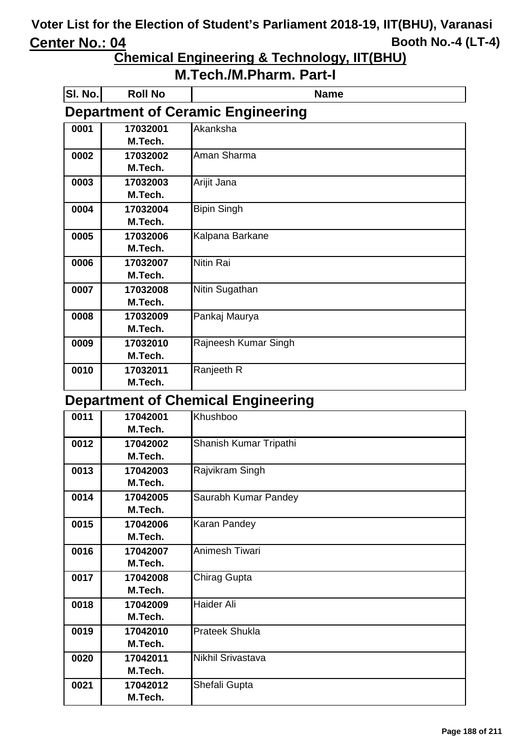# Voter List for the Election of Student's Parliament 2018-19, IIT(BHU), Varanasi

**Center No.: 04** **Booth No.-4 (LT-4)**

## Chemical Engineering & Technology, IIT(BHU)

## M.Tech./M.Pharm. Part-I

### Department of Ceramic Engineering

| Sl. No. | Roll No | Name |
|---|---|---|
| 0001 | 17032001 M.Tech. | Akanksha |
| 0002 | 17032002 M.Tech. | Aman Sharma |
| 0003 | 17032003 M.Tech. | Arijit Jana |
| 0004 | 17032004 M.Tech. | Bipin Singh |
| 0005 | 17032006 M.Tech. | Kalpana Barkane |
| 0006 | 17032007 M.Tech. | Nitin Rai |
| 0007 | 17032008 M.Tech. | Nitin Sugathan |
| 0008 | 17032009 M.Tech. | Pankaj Maurya |
| 0009 | 17032010 M.Tech. | Rajneesh Kumar Singh |
| 0010 | 17032011 M.Tech. | Ranjeeth R |

### Department of Chemical Engineering

| Sl. No. | Roll No | Name |
|---|---|---|
| 0011 | 17042001 M.Tech. | Khushboo |
| 0012 | 17042002 M.Tech. | Shanish Kumar Tripathi |
| 0013 | 17042003 M.Tech. | Rajvikram Singh |
| 0014 | 17042005 M.Tech. | Saurabh Kumar Pandey |
| 0015 | 17042006 M.Tech. | Karan Pandey |
| 0016 | 17042007 M.Tech. | Animesh Tiwari |
| 0017 | 17042008 M.Tech. | Chirag Gupta |
| 0018 | 17042009 M.Tech. | Haider Ali |
| 0019 | 17042010 M.Tech. | Prateek Shukla |
| 0020 | 17042011 M.Tech. | Nikhil Srivastava |
| 0021 | 17042012 M.Tech. | Shefali Gupta |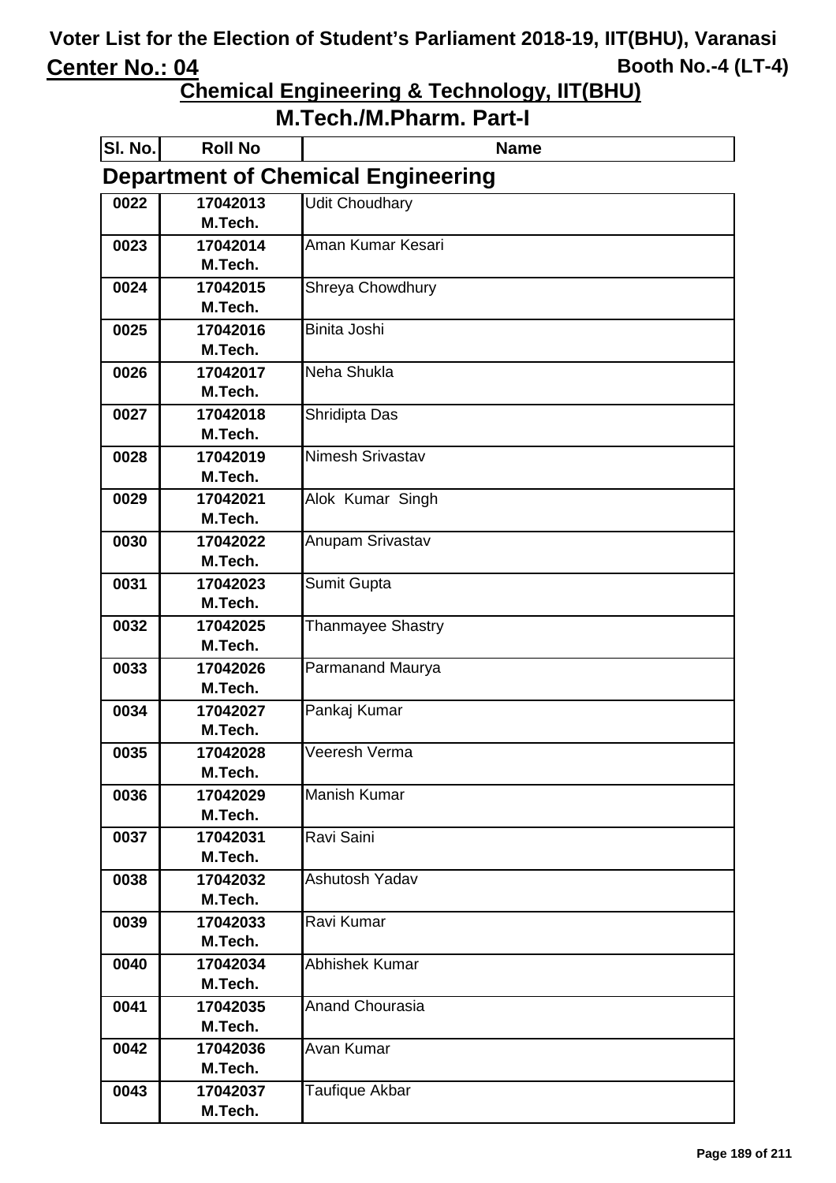# Voter List for the Election of Student's Parliament 2018-19, IIT(BHU), Varanasi

**Center No.: 04** **Booth No.-4 (LT-4)**

## Chemical Engineering & Technology, IIT(BHU)

## M.Tech./M.Pharm. Part-I

| Sl. No. | Roll No | Name |
|---|---|---|

### Department of Chemical Engineering

| Sl. No. | Roll No | Name |
|---|---|---|
| 0022 | 17042013 M.Tech. | Udit Choudhary |
| 0023 | 17042014 M.Tech. | Aman Kumar Kesari |
| 0024 | 17042015 M.Tech. | Shreya Chowdhury |
| 0025 | 17042016 M.Tech. | Binita Joshi |
| 0026 | 17042017 M.Tech. | Neha Shukla |
| 0027 | 17042018 M.Tech. | Shridipta Das |
| 0028 | 17042019 M.Tech. | Nimesh Srivastav |
| 0029 | 17042021 M.Tech. | Alok Kumar Singh |
| 0030 | 17042022 M.Tech. | Anupam Srivastav |
| 0031 | 17042023 M.Tech. | Sumit Gupta |
| 0032 | 17042025 M.Tech. | Thanmayee Shastry |
| 0033 | 17042026 M.Tech. | Parmanand Maurya |
| 0034 | 17042027 M.Tech. | Pankaj Kumar |
| 0035 | 17042028 M.Tech. | Veeresh Verma |
| 0036 | 17042029 M.Tech. | Manish Kumar |
| 0037 | 17042031 M.Tech. | Ravi Saini |
| 0038 | 17042032 M.Tech. | Ashutosh Yadav |
| 0039 | 17042033 M.Tech. | Ravi Kumar |
| 0040 | 17042034 M.Tech. | Abhishek Kumar |
| 0041 | 17042035 M.Tech. | Anand Chourasia |
| 0042 | 17042036 M.Tech. | Avan Kumar |
| 0043 | 17042037 M.Tech. | Taufique Akbar |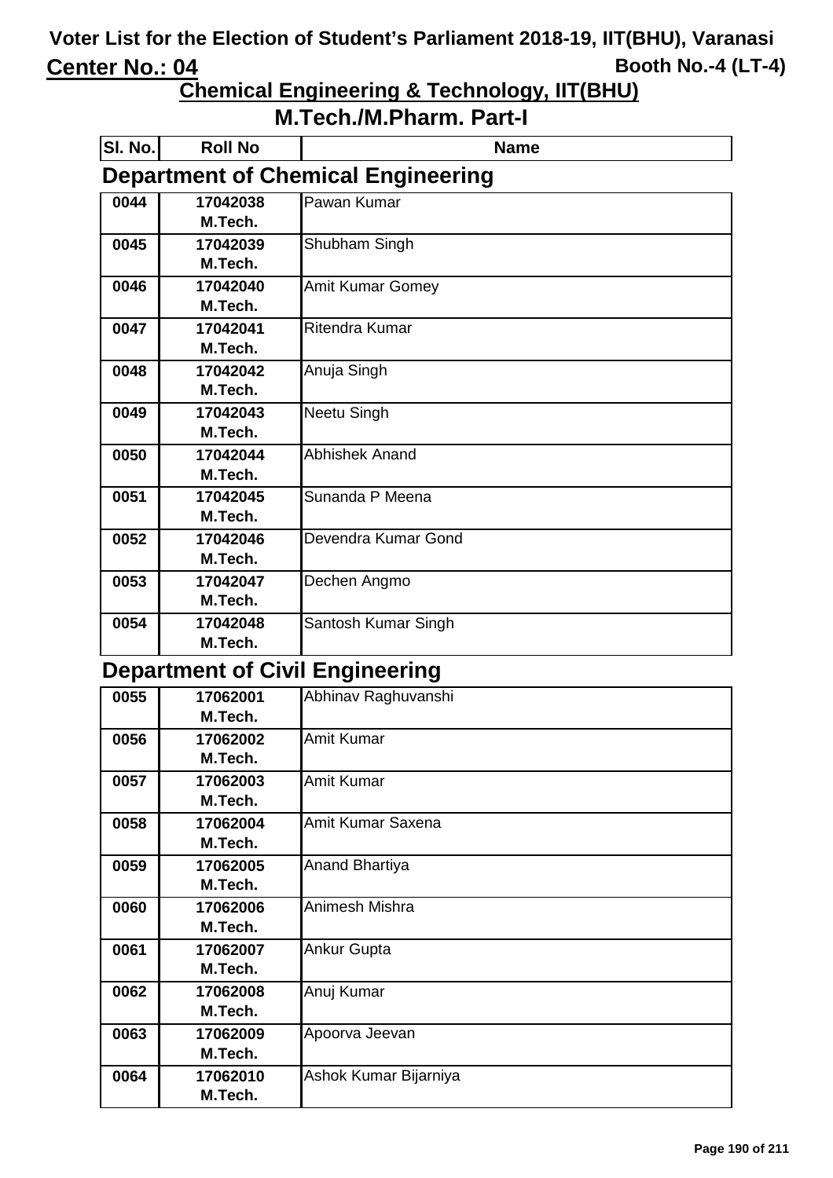# Voter List for the Election of Student's Parliament 2018-19, IIT(BHU), Varanasi

**Center No.: 04** **Booth No.-4 (LT-4)**

## Chemical Engineering & Technology, IIT(BHU)

## M.Tech./M.Pharm. Part-I

### Department of Chemical Engineering

| Sl. No. | Roll No | Name |
|---|---|---|
| 0044 | 17042038 M.Tech. | Pawan Kumar |
| 0045 | 17042039 M.Tech. | Shubham Singh |
| 0046 | 17042040 M.Tech. | Amit Kumar Gomey |
| 0047 | 17042041 M.Tech. | Ritendra Kumar |
| 0048 | 17042042 M.Tech. | Anuja Singh |
| 0049 | 17042043 M.Tech. | Neetu Singh |
| 0050 | 17042044 M.Tech. | Abhishek Anand |
| 0051 | 17042045 M.Tech. | Sunanda P Meena |
| 0052 | 17042046 M.Tech. | Devendra Kumar Gond |
| 0053 | 17042047 M.Tech. | Dechen Angmo |
| 0054 | 17042048 M.Tech. | Santosh Kumar Singh |

### Department of Civil Engineering

| Sl. No. | Roll No | Name |
|---|---|---|
| 0055 | 17062001 M.Tech. | Abhinav Raghuvanshi |
| 0056 | 17062002 M.Tech. | Amit Kumar |
| 0057 | 17062003 M.Tech. | Amit Kumar |
| 0058 | 17062004 M.Tech. | Amit Kumar Saxena |
| 0059 | 17062005 M.Tech. | Anand Bhartiya |
| 0060 | 17062006 M.Tech. | Animesh Mishra |
| 0061 | 17062007 M.Tech. | Ankur Gupta |
| 0062 | 17062008 M.Tech. | Anuj Kumar |
| 0063 | 17062009 M.Tech. | Apoorva Jeevan |
| 0064 | 17062010 M.Tech. | Ashok Kumar Bijarniya |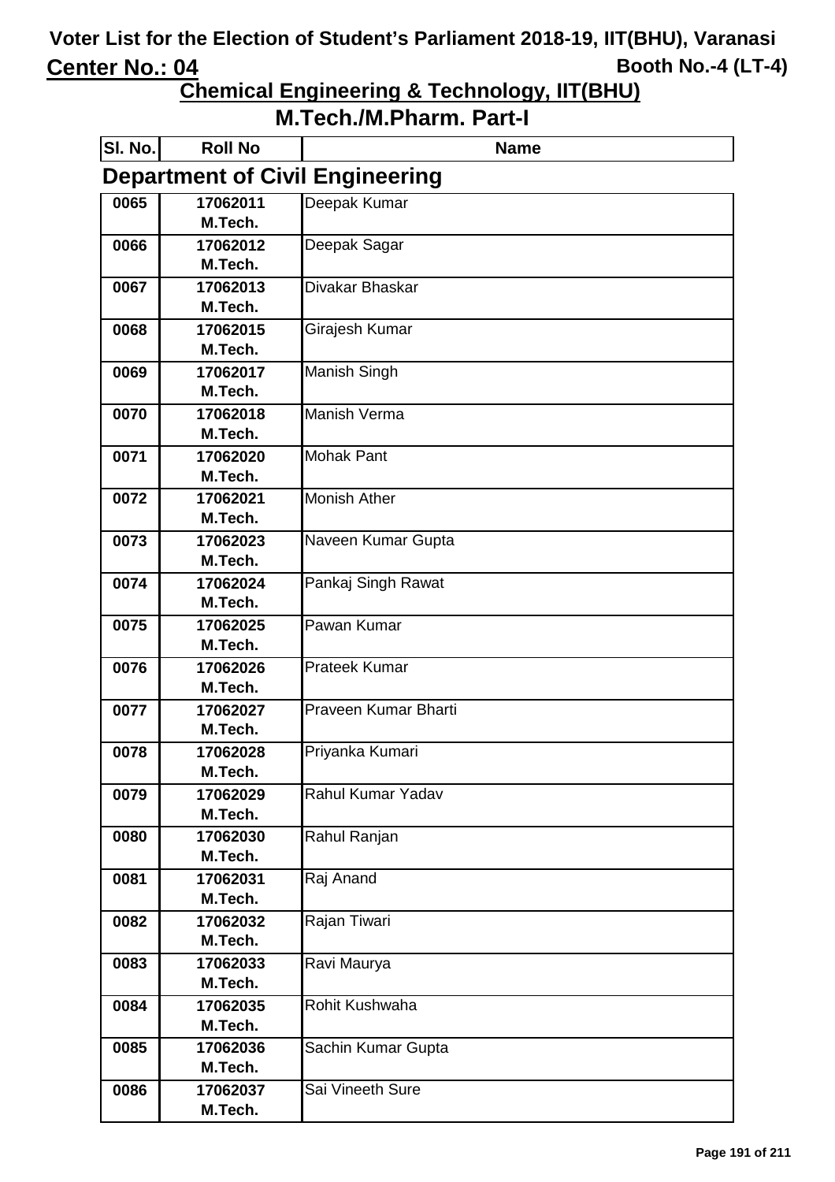# Voter List for the Election of Student's Parliament 2018-19, IIT(BHU), Varanasi

**Center No.: 04** **Booth No.-4 (LT-4)**

## Chemical Engineering & Technology, IIT(BHU)

## M.Tech./M.Pharm. Part-I

### Department of Civil Engineering

| Sl. No. | Roll No | Name |
|---|---|---|
| 0065 | 17062011 M.Tech. | Deepak Kumar |
| 0066 | 17062012 M.Tech. | Deepak Sagar |
| 0067 | 17062013 M.Tech. | Divakar Bhaskar |
| 0068 | 17062015 M.Tech. | Girajesh Kumar |
| 0069 | 17062017 M.Tech. | Manish Singh |
| 0070 | 17062018 M.Tech. | Manish Verma |
| 0071 | 17062020 M.Tech. | Mohak Pant |
| 0072 | 17062021 M.Tech. | Monish Ather |
| 0073 | 17062023 M.Tech. | Naveen Kumar Gupta |
| 0074 | 17062024 M.Tech. | Pankaj Singh Rawat |
| 0075 | 17062025 M.Tech. | Pawan Kumar |
| 0076 | 17062026 M.Tech. | Prateek Kumar |
| 0077 | 17062027 M.Tech. | Praveen Kumar Bharti |
| 0078 | 17062028 M.Tech. | Priyanka Kumari |
| 0079 | 17062029 M.Tech. | Rahul Kumar Yadav |
| 0080 | 17062030 M.Tech. | Rahul Ranjan |
| 0081 | 17062031 M.Tech. | Raj Anand |
| 0082 | 17062032 M.Tech. | Rajan Tiwari |
| 0083 | 17062033 M.Tech. | Ravi Maurya |
| 0084 | 17062035 M.Tech. | Rohit Kushwaha |
| 0085 | 17062036 M.Tech. | Sachin Kumar Gupta |
| 0086 | 17062037 M.Tech. | Sai Vineeth Sure |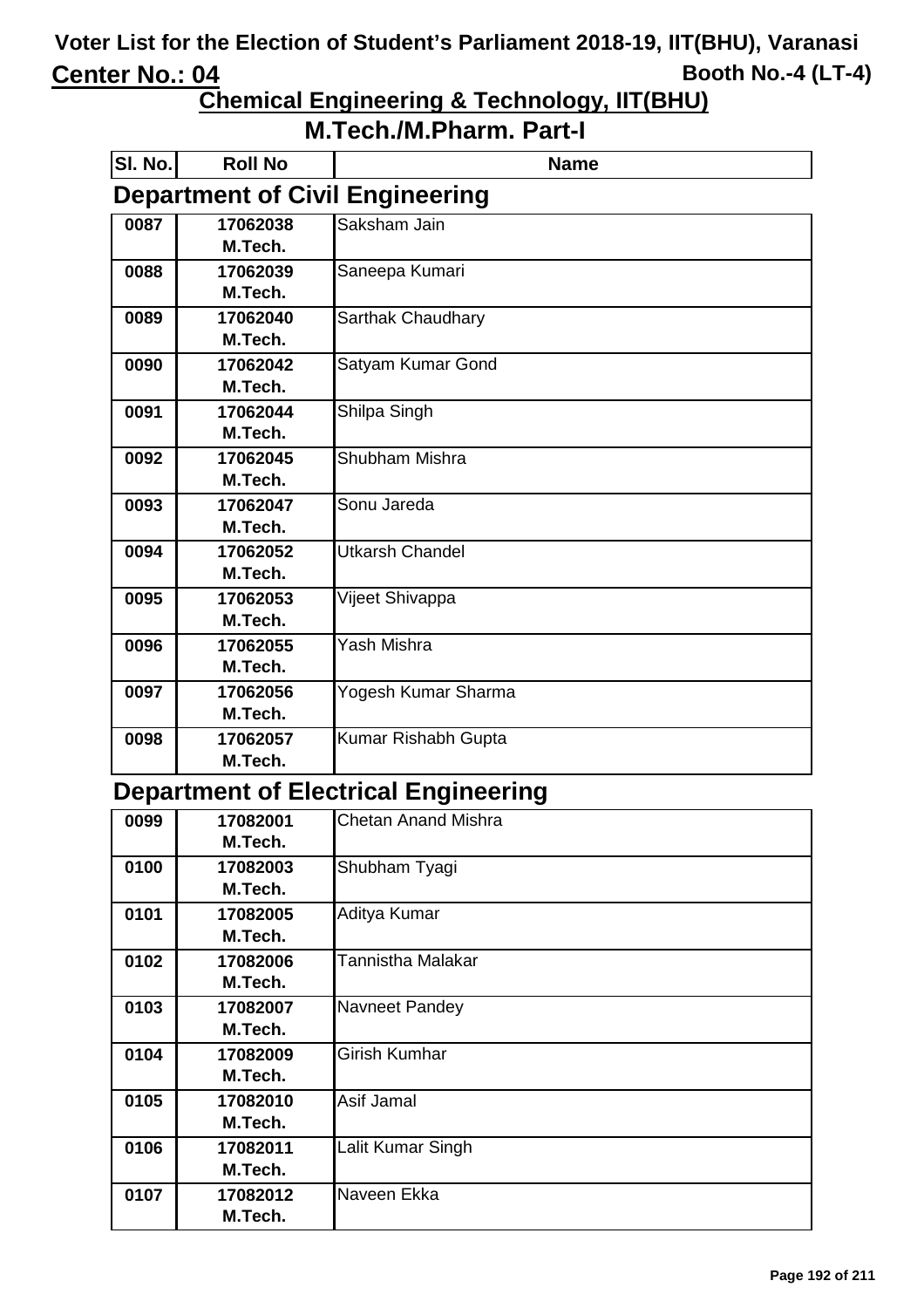# Voter List for the Election of Student's Parliament 2018-19, IIT(BHU), Varanasi

**Center No.: 04** **Booth No.-4 (LT-4)**

## Chemical Engineering & Technology, IIT(BHU)

## M.Tech./M.Pharm. Part-I

### Department of Civil Engineering

| Sl. No. | Roll No | Name |
|---|---|---|
| 0087 | 17062038 M.Tech. | Saksham Jain |
| 0088 | 17062039 M.Tech. | Saneepa Kumari |
| 0089 | 17062040 M.Tech. | Sarthak Chaudhary |
| 0090 | 17062042 M.Tech. | Satyam Kumar Gond |
| 0091 | 17062044 M.Tech. | Shilpa Singh |
| 0092 | 17062045 M.Tech. | Shubham Mishra |
| 0093 | 17062047 M.Tech. | Sonu Jareda |
| 0094 | 17062052 M.Tech. | Utkarsh Chandel |
| 0095 | 17062053 M.Tech. | Vijeet Shivappa |
| 0096 | 17062055 M.Tech. | Yash Mishra |
| 0097 | 17062056 M.Tech. | Yogesh Kumar Sharma |
| 0098 | 17062057 M.Tech. | Kumar Rishabh Gupta |

### Department of Electrical Engineering

| Sl. No. | Roll No | Name |
|---|---|---|
| 0099 | 17082001 M.Tech. | Chetan Anand Mishra |
| 0100 | 17082003 M.Tech. | Shubham Tyagi |
| 0101 | 17082005 M.Tech. | Aditya Kumar |
| 0102 | 17082006 M.Tech. | Tannistha Malakar |
| 0103 | 17082007 M.Tech. | Navneet Pandey |
| 0104 | 17082009 M.Tech. | Girish Kumhar |
| 0105 | 17082010 M.Tech. | Asif Jamal |
| 0106 | 17082011 M.Tech. | Lalit Kumar Singh |
| 0107 | 17082012 M.Tech. | Naveen Ekka |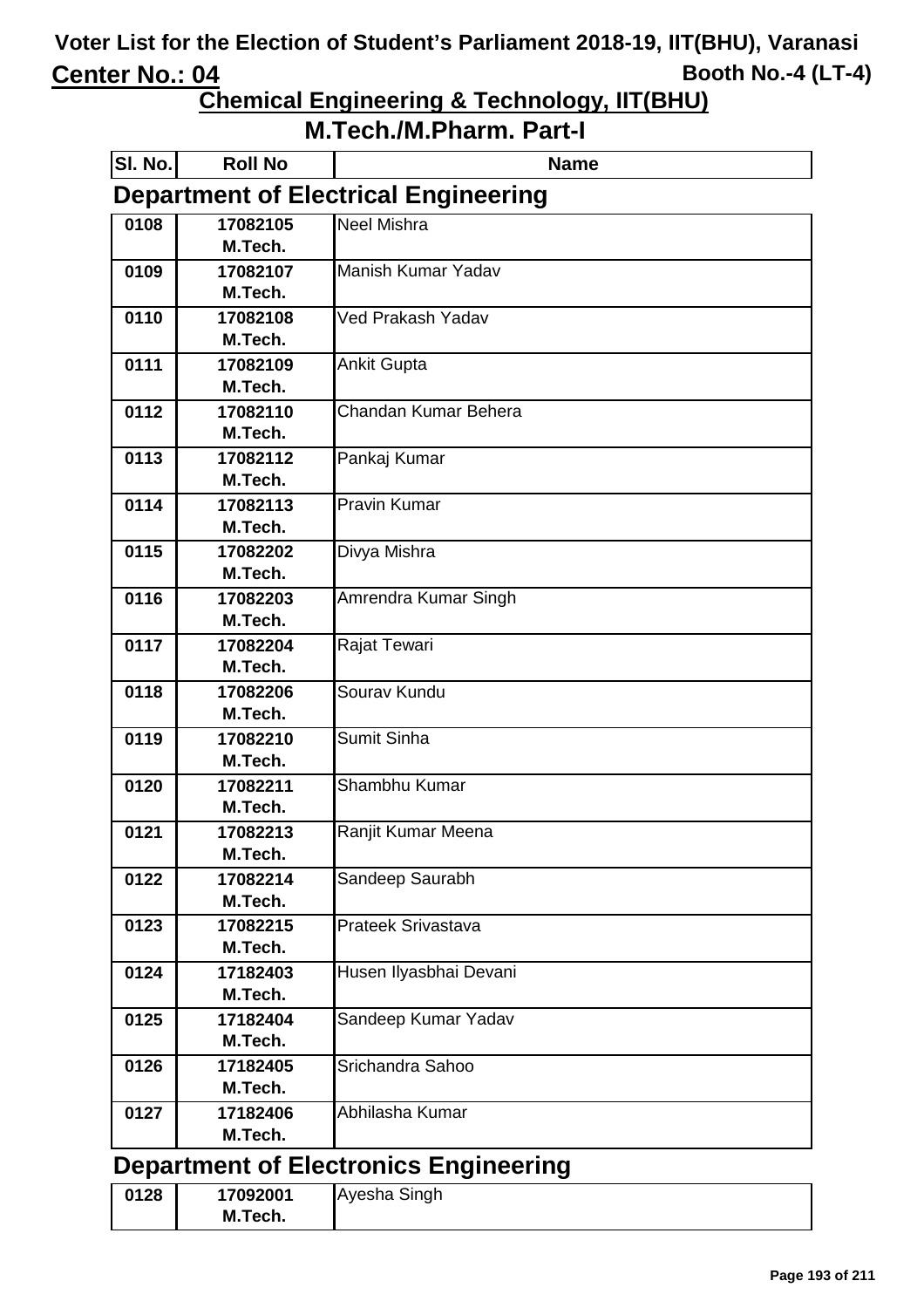# Voter List for the Election of Student's Parliament 2018-19, IIT(BHU), Varanasi

**Center No.: 04** — **Booth No.-4 (LT-4)**

## Chemical Engineering & Technology, IIT(BHU)

## M.Tech./M.Pharm. Part-I

### Department of Electrical Engineering

| Sl. No. | Roll No | Name |
|---|---|---|
| 0108 | 17082105 M.Tech. | Neel Mishra |
| 0109 | 17082107 M.Tech. | Manish Kumar Yadav |
| 0110 | 17082108 M.Tech. | Ved Prakash Yadav |
| 0111 | 17082109 M.Tech. | Ankit Gupta |
| 0112 | 17082110 M.Tech. | Chandan Kumar Behera |
| 0113 | 17082112 M.Tech. | Pankaj Kumar |
| 0114 | 17082113 M.Tech. | Pravin Kumar |
| 0115 | 17082202 M.Tech. | Divya Mishra |
| 0116 | 17082203 M.Tech. | Amrendra Kumar Singh |
| 0117 | 17082204 M.Tech. | Rajat Tewari |
| 0118 | 17082206 M.Tech. | Sourav Kundu |
| 0119 | 17082210 M.Tech. | Sumit Sinha |
| 0120 | 17082211 M.Tech. | Shambhu Kumar |
| 0121 | 17082213 M.Tech. | Ranjit Kumar Meena |
| 0122 | 17082214 M.Tech. | Sandeep Saurabh |
| 0123 | 17082215 M.Tech. | Prateek Srivastava |
| 0124 | 17182403 M.Tech. | Husen Ilyasbhai Devani |
| 0125 | 17182404 M.Tech. | Sandeep Kumar Yadav |
| 0126 | 17182405 M.Tech. | Srichandra Sahoo |
| 0127 | 17182406 M.Tech. | Abhilasha Kumar |

### Department of Electronics Engineering

| Sl. No. | Roll No | Name |
|---|---|---|
| 0128 | 17092001 M.Tech. | Ayesha Singh |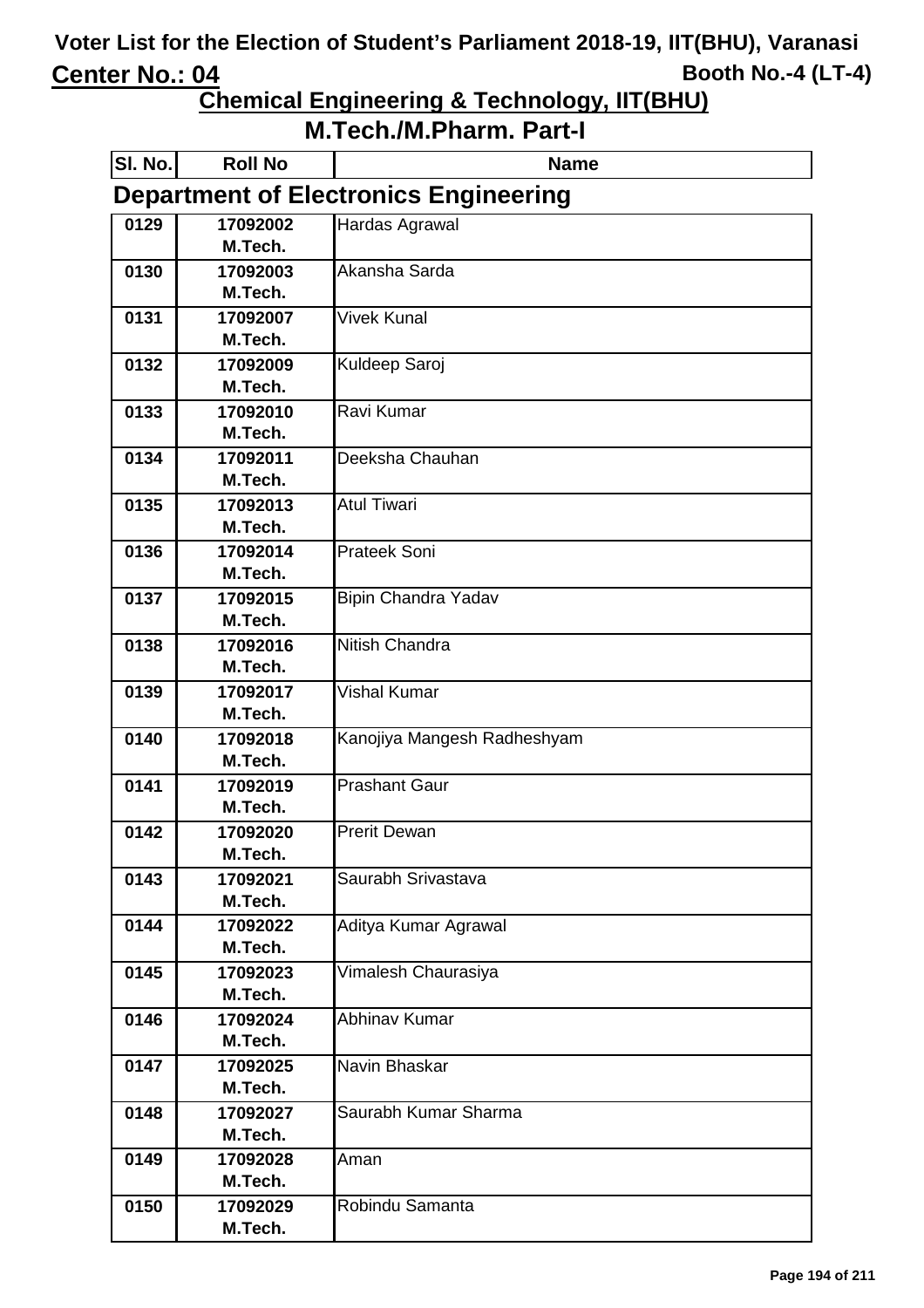# Voter List for the Election of Student's Parliament 2018-19, IIT(BHU), Varanasi

**Center No.: 04** Booth No.-4 (LT-4)

## Chemical Engineering & Technology, IIT(BHU)

## M.Tech./M.Pharm. Part-I

### Department of Electronics Engineering

| Sl. No. | Roll No | Name |
|---|---|---|
| 0129 | 17092002 M.Tech. | Hardas Agrawal |
| 0130 | 17092003 M.Tech. | Akansha Sarda |
| 0131 | 17092007 M.Tech. | Vivek Kunal |
| 0132 | 17092009 M.Tech. | Kuldeep Saroj |
| 0133 | 17092010 M.Tech. | Ravi Kumar |
| 0134 | 17092011 M.Tech. | Deeksha Chauhan |
| 0135 | 17092013 M.Tech. | Atul Tiwari |
| 0136 | 17092014 M.Tech. | Prateek Soni |
| 0137 | 17092015 M.Tech. | Bipin Chandra Yadav |
| 0138 | 17092016 M.Tech. | Nitish Chandra |
| 0139 | 17092017 M.Tech. | Vishal Kumar |
| 0140 | 17092018 M.Tech. | Kanojiya Mangesh Radheshyam |
| 0141 | 17092019 M.Tech. | Prashant Gaur |
| 0142 | 17092020 M.Tech. | Prerit Dewan |
| 0143 | 17092021 M.Tech. | Saurabh Srivastava |
| 0144 | 17092022 M.Tech. | Aditya Kumar Agrawal |
| 0145 | 17092023 M.Tech. | Vimalesh Chaurasiya |
| 0146 | 17092024 M.Tech. | Abhinav Kumar |
| 0147 | 17092025 M.Tech. | Navin Bhaskar |
| 0148 | 17092027 M.Tech. | Saurabh Kumar Sharma |
| 0149 | 17092028 M.Tech. | Aman |
| 0150 | 17092029 M.Tech. | Robindu Samanta |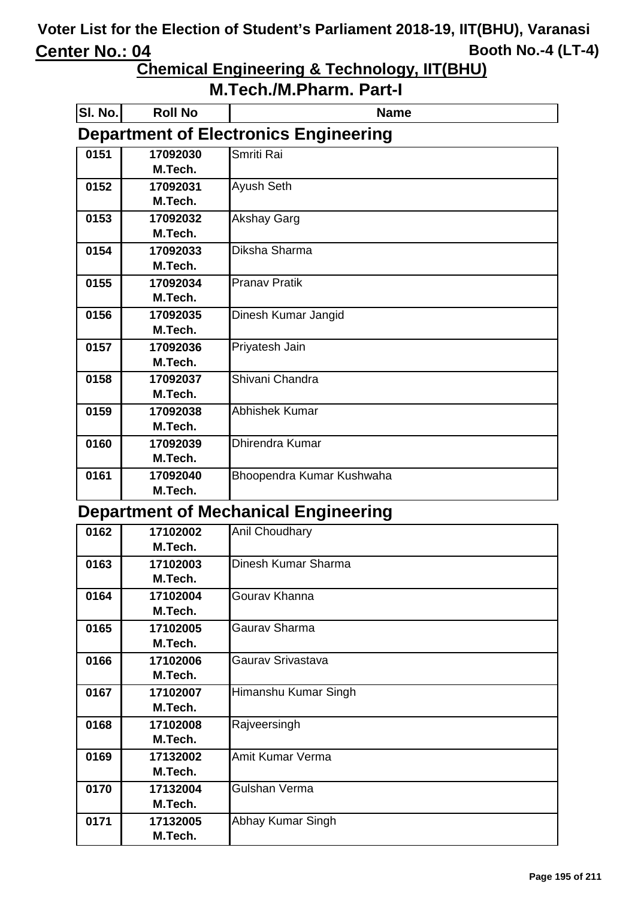# Voter List for the Election of Student's Parliament 2018-19, IIT(BHU), Varanasi

**Center No.: 04** — **Booth No.-4 (LT-4)**

## Chemical Engineering & Technology, IIT(BHU)

## M.Tech./M.Pharm. Part-I

### Department of Electronics Engineering

| Sl. No. | Roll No | Name |
|---|---|---|
| 0151 | 17092030 M.Tech. | Smriti Rai |
| 0152 | 17092031 M.Tech. | Ayush Seth |
| 0153 | 17092032 M.Tech. | Akshay Garg |
| 0154 | 17092033 M.Tech. | Diksha Sharma |
| 0155 | 17092034 M.Tech. | Pranav Pratik |
| 0156 | 17092035 M.Tech. | Dinesh Kumar Jangid |
| 0157 | 17092036 M.Tech. | Priyatesh Jain |
| 0158 | 17092037 M.Tech. | Shivani Chandra |
| 0159 | 17092038 M.Tech. | Abhishek Kumar |
| 0160 | 17092039 M.Tech. | Dhirendra Kumar |
| 0161 | 17092040 M.Tech. | Bhoopendra Kumar Kushwaha |

### Department of Mechanical Engineering

| Sl. No. | Roll No | Name |
|---|---|---|
| 0162 | 17102002 M.Tech. | Anil Choudhary |
| 0163 | 17102003 M.Tech. | Dinesh Kumar Sharma |
| 0164 | 17102004 M.Tech. | Gourav Khanna |
| 0165 | 17102005 M.Tech. | Gaurav Sharma |
| 0166 | 17102006 M.Tech. | Gaurav Srivastava |
| 0167 | 17102007 M.Tech. | Himanshu Kumar Singh |
| 0168 | 17102008 M.Tech. | Rajveersingh |
| 0169 | 17132002 M.Tech. | Amit Kumar Verma |
| 0170 | 17132004 M.Tech. | Gulshan Verma |
| 0171 | 17132005 M.Tech. | Abhay Kumar Singh |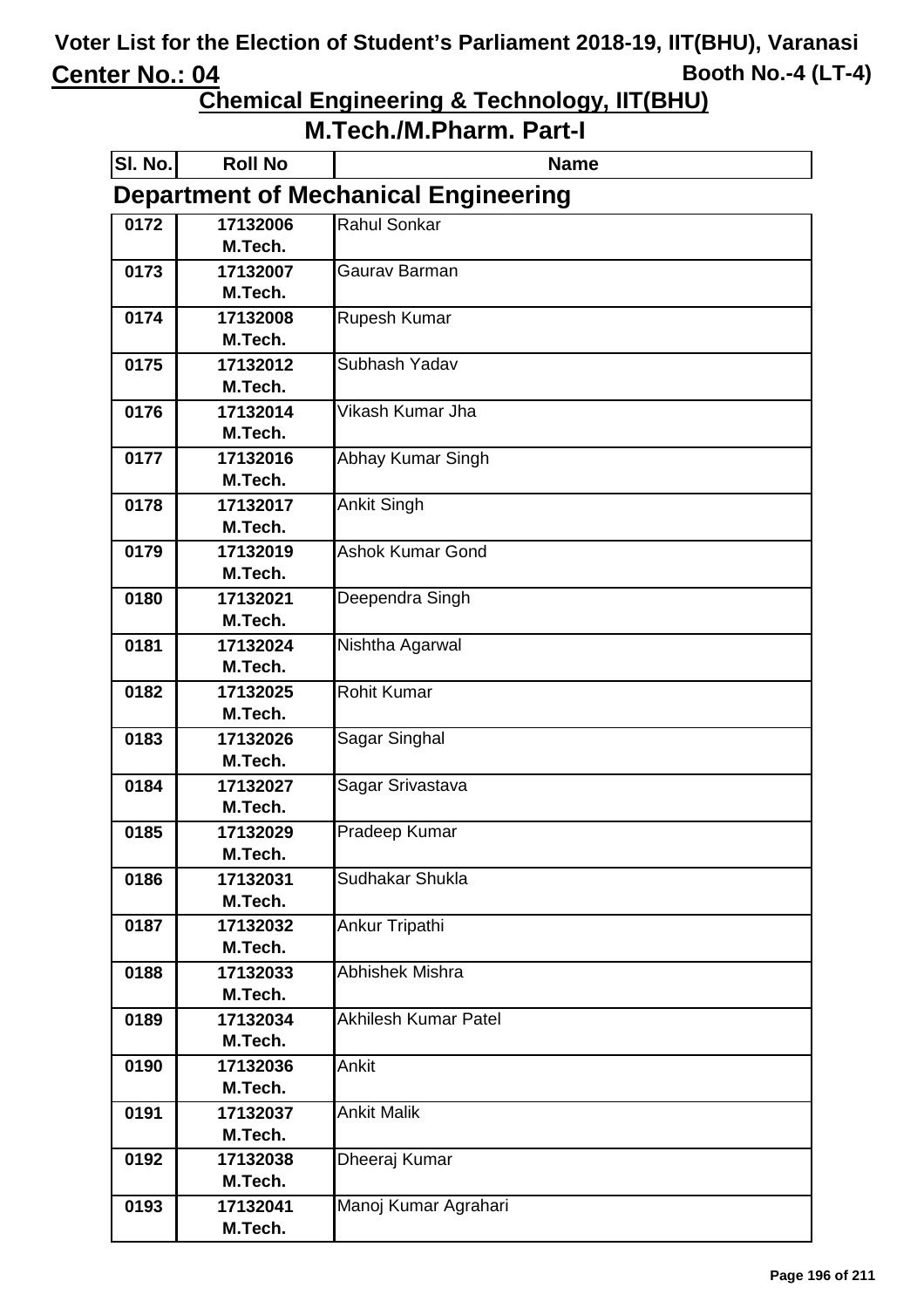# Voter List for the Election of Student's Parliament 2018-19, IIT(BHU), Varanasi

**Center No.: 04** **Booth No.-4 (LT-4)**

## Chemical Engineering & Technology, IIT(BHU)

## M.Tech./M.Pharm. Part-I

### Department of Mechanical Engineering

| Sl. No. | Roll No | Name |
|---|---|---|
| 0172 | 17132006 M.Tech. | Rahul Sonkar |
| 0173 | 17132007 M.Tech. | Gaurav Barman |
| 0174 | 17132008 M.Tech. | Rupesh Kumar |
| 0175 | 17132012 M.Tech. | Subhash Yadav |
| 0176 | 17132014 M.Tech. | Vikash Kumar Jha |
| 0177 | 17132016 M.Tech. | Abhay Kumar Singh |
| 0178 | 17132017 M.Tech. | Ankit Singh |
| 0179 | 17132019 M.Tech. | Ashok Kumar Gond |
| 0180 | 17132021 M.Tech. | Deependra Singh |
| 0181 | 17132024 M.Tech. | Nishtha Agarwal |
| 0182 | 17132025 M.Tech. | Rohit Kumar |
| 0183 | 17132026 M.Tech. | Sagar Singhal |
| 0184 | 17132027 M.Tech. | Sagar Srivastava |
| 0185 | 17132029 M.Tech. | Pradeep Kumar |
| 0186 | 17132031 M.Tech. | Sudhakar Shukla |
| 0187 | 17132032 M.Tech. | Ankur Tripathi |
| 0188 | 17132033 M.Tech. | Abhishek Mishra |
| 0189 | 17132034 M.Tech. | Akhilesh Kumar Patel |
| 0190 | 17132036 M.Tech. | Ankit |
| 0191 | 17132037 M.Tech. | Ankit Malik |
| 0192 | 17132038 M.Tech. | Dheeraj Kumar |
| 0193 | 17132041 M.Tech. | Manoj Kumar Agrahari |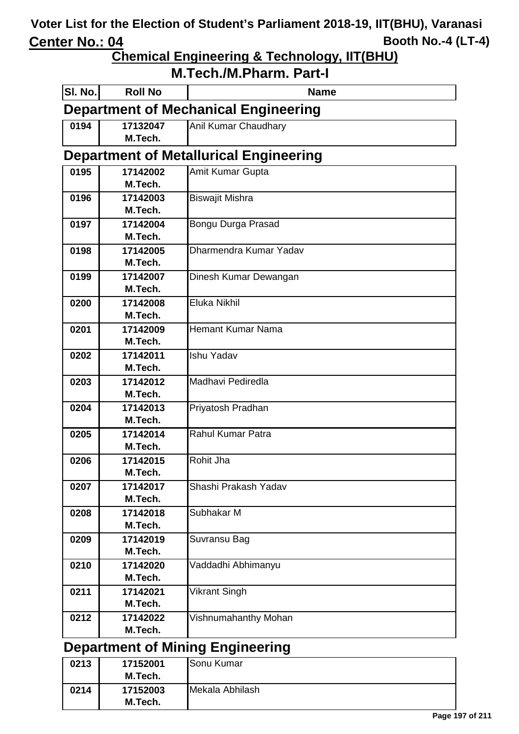# Voter List for the Election of Student's Parliament 2018-19, IIT(BHU), Varanasi

**Center No.: 04** **Booth No.-4 (LT-4)**

## Chemical Engineering & Technology, IIT(BHU)

## M.Tech./M.Pharm. Part-I

| Sl. No. | Roll No | Name |
|---|---|---|

### Department of Mechanical Engineering

| Sl. No. | Roll No | Name |
|---|---|---|
| 0194 | 17132047 M.Tech. | Anil Kumar Chaudhary |

### Department of Metallurical Engineering

| Sl. No. | Roll No | Name |
|---|---|---|
| 0195 | 17142002 M.Tech. | Amit Kumar Gupta |
| 0196 | 17142003 M.Tech. | Biswajit Mishra |
| 0197 | 17142004 M.Tech. | Bongu Durga Prasad |
| 0198 | 17142005 M.Tech. | Dharmendra Kumar Yadav |
| 0199 | 17142007 M.Tech. | Dinesh Kumar Dewangan |
| 0200 | 17142008 M.Tech. | Eluka Nikhil |
| 0201 | 17142009 M.Tech. | Hemant Kumar Nama |
| 0202 | 17142011 M.Tech. | Ishu Yadav |
| 0203 | 17142012 M.Tech. | Madhavi Pediredla |
| 0204 | 17142013 M.Tech. | Priyatosh Pradhan |
| 0205 | 17142014 M.Tech. | Rahul Kumar Patra |
| 0206 | 17142015 M.Tech. | Rohit Jha |
| 0207 | 17142017 M.Tech. | Shashi Prakash Yadav |
| 0208 | 17142018 M.Tech. | Subhakar M |
| 0209 | 17142019 M.Tech. | Suvransu Bag |
| 0210 | 17142020 M.Tech. | Vaddadhi Abhimanyu |
| 0211 | 17142021 M.Tech. | Vikrant Singh |
| 0212 | 17142022 M.Tech. | Vishnumahanthy Mohan |

### Department of Mining Engineering

| Sl. No. | Roll No | Name |
|---|---|---|
| 0213 | 17152001 M.Tech. | Sonu Kumar |
| 0214 | 17152003 M.Tech. | Mekala Abhilash |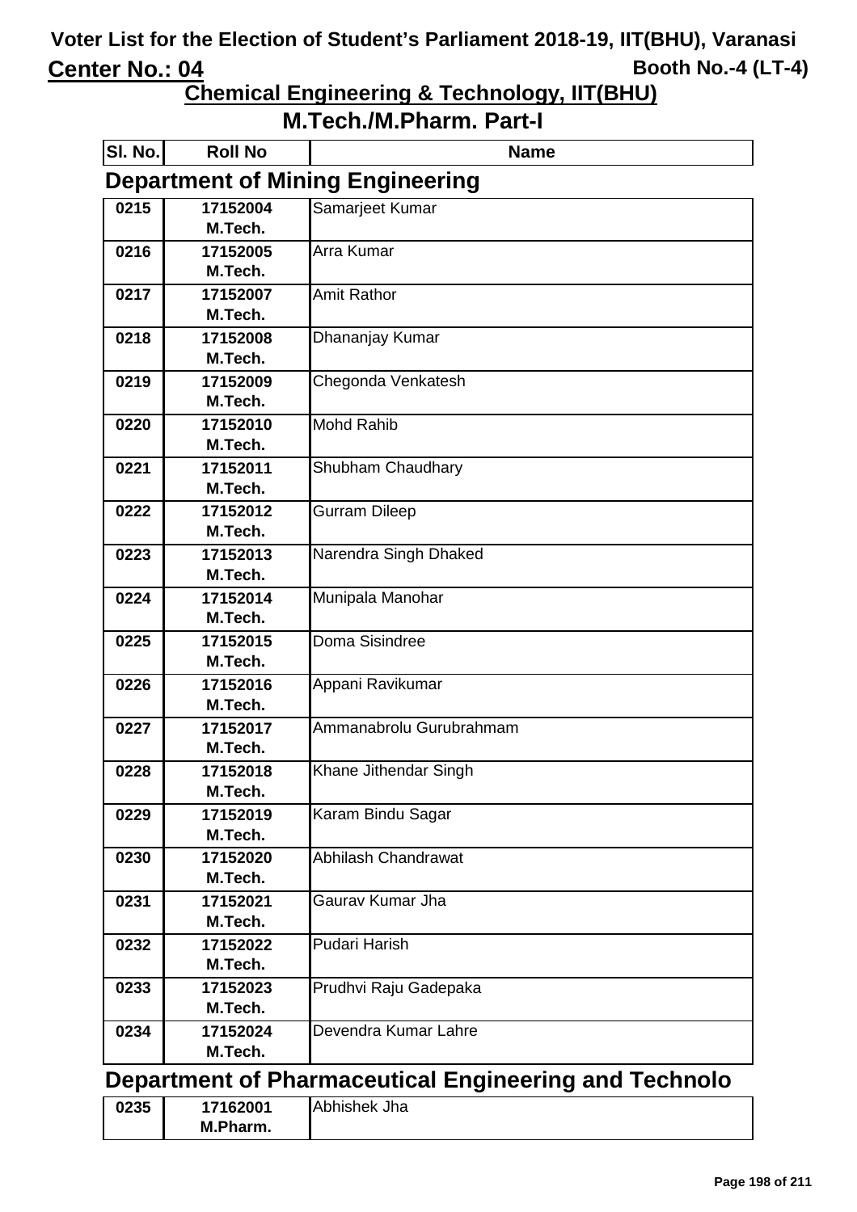# Voter List for the Election of Student's Parliament 2018-19, IIT(BHU), Varanasi

**Center No.: 04** **Booth No.-4 (LT-4)**

## Chemical Engineering & Technology, IIT(BHU)

## M.Tech./M.Pharm. Part-I

### Department of Mining Engineering

| Sl. No. | Roll No | Name |
|---|---|---|
| 0215 | 17152004 M.Tech. | Samarjeet Kumar |
| 0216 | 17152005 M.Tech. | Arra Kumar |
| 0217 | 17152007 M.Tech. | Amit Rathor |
| 0218 | 17152008 M.Tech. | Dhananjay Kumar |
| 0219 | 17152009 M.Tech. | Chegonda Venkatesh |
| 0220 | 17152010 M.Tech. | Mohd Rahib |
| 0221 | 17152011 M.Tech. | Shubham Chaudhary |
| 0222 | 17152012 M.Tech. | Gurram Dileep |
| 0223 | 17152013 M.Tech. | Narendra Singh Dhaked |
| 0224 | 17152014 M.Tech. | Munipala Manohar |
| 0225 | 17152015 M.Tech. | Doma Sisindree |
| 0226 | 17152016 M.Tech. | Appani Ravikumar |
| 0227 | 17152017 M.Tech. | Ammanabrolu Gurubrahmam |
| 0228 | 17152018 M.Tech. | Khane Jithendar Singh |
| 0229 | 17152019 M.Tech. | Karam Bindu Sagar |
| 0230 | 17152020 M.Tech. | Abhilash Chandrawat |
| 0231 | 17152021 M.Tech. | Gaurav Kumar Jha |
| 0232 | 17152022 M.Tech. | Pudari Harish |
| 0233 | 17152023 M.Tech. | Prudhvi Raju Gadepaka |
| 0234 | 17152024 M.Tech. | Devendra Kumar Lahre |

### Department of Pharmaceutical Engineering and Technolo

| Sl. No. | Roll No | Name |
|---|---|---|
| 0235 | 17162001 M.Pharm. | Abhishek Jha |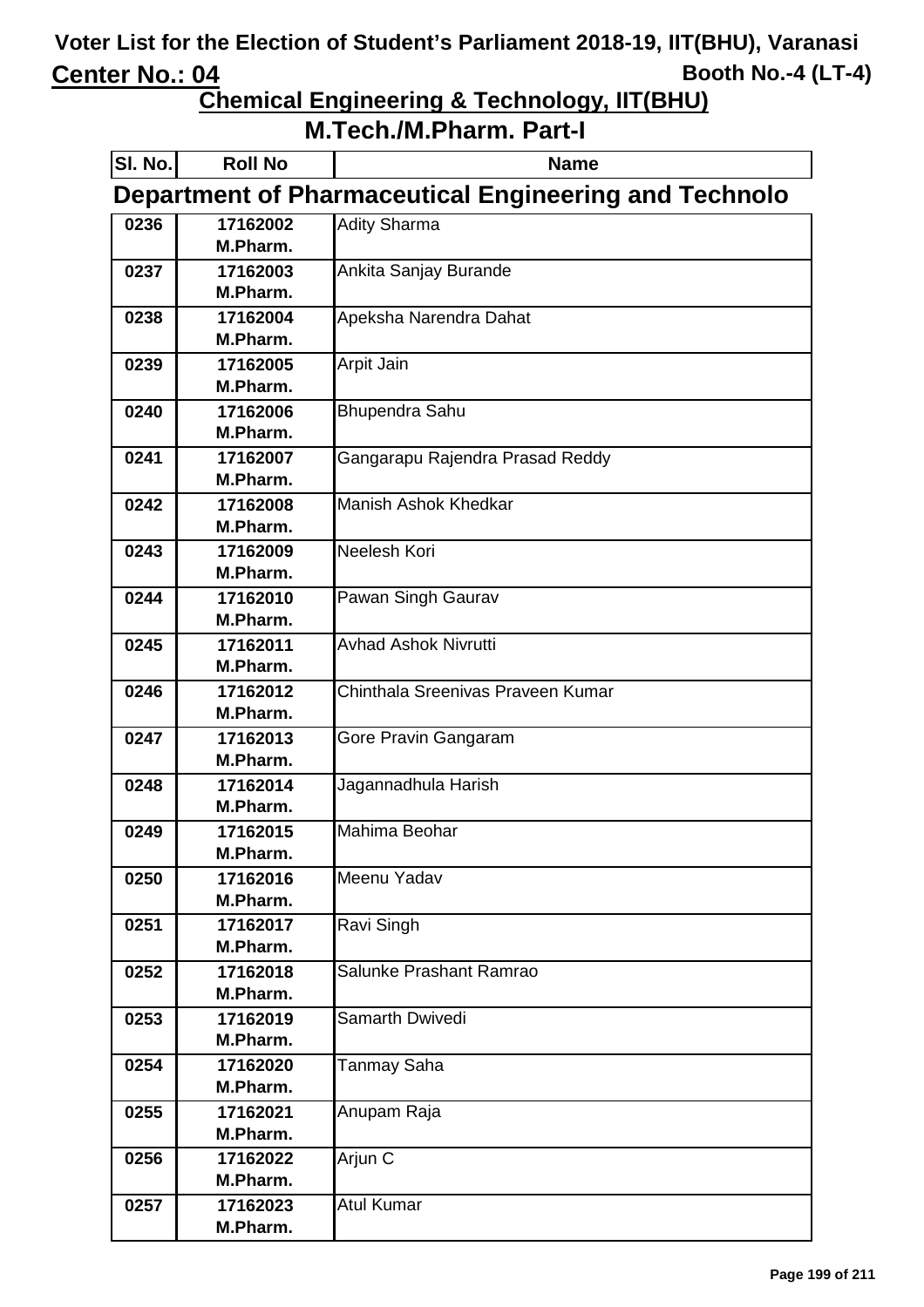# Voter List for the Election of Student's Parliament 2018-19, IIT(BHU), Varanasi

**Center No.: 04** **Booth No.-4 (LT-4)**

## Chemical Engineering & Technology, IIT(BHU)

## M.Tech./M.Pharm. Part-I

| Sl. No. | Roll No | Name |
|---|---|---|
| **Department of Pharmaceutical Engineering and Technolo** | | |
| 0236 | 17162002 M.Pharm. | Adity Sharma |
| 0237 | 17162003 M.Pharm. | Ankita Sanjay Burande |
| 0238 | 17162004 M.Pharm. | Apeksha Narendra Dahat |
| 0239 | 17162005 M.Pharm. | Arpit Jain |
| 0240 | 17162006 M.Pharm. | Bhupendra Sahu |
| 0241 | 17162007 M.Pharm. | Gangarapu Rajendra Prasad Reddy |
| 0242 | 17162008 M.Pharm. | Manish Ashok Khedkar |
| 0243 | 17162009 M.Pharm. | Neelesh Kori |
| 0244 | 17162010 M.Pharm. | Pawan Singh Gaurav |
| 0245 | 17162011 M.Pharm. | Avhad Ashok Nivrutti |
| 0246 | 17162012 M.Pharm. | Chinthala Sreenivas Praveen Kumar |
| 0247 | 17162013 M.Pharm. | Gore Pravin Gangaram |
| 0248 | 17162014 M.Pharm. | Jagannadhula Harish |
| 0249 | 17162015 M.Pharm. | Mahima Beohar |
| 0250 | 17162016 M.Pharm. | Meenu Yadav |
| 0251 | 17162017 M.Pharm. | Ravi Singh |
| 0252 | 17162018 M.Pharm. | Salunke Prashant Ramrao |
| 0253 | 17162019 M.Pharm. | Samarth Dwivedi |
| 0254 | 17162020 M.Pharm. | Tanmay Saha |
| 0255 | 17162021 M.Pharm. | Anupam Raja |
| 0256 | 17162022 M.Pharm. | Arjun C |
| 0257 | 17162023 M.Pharm. | Atul Kumar |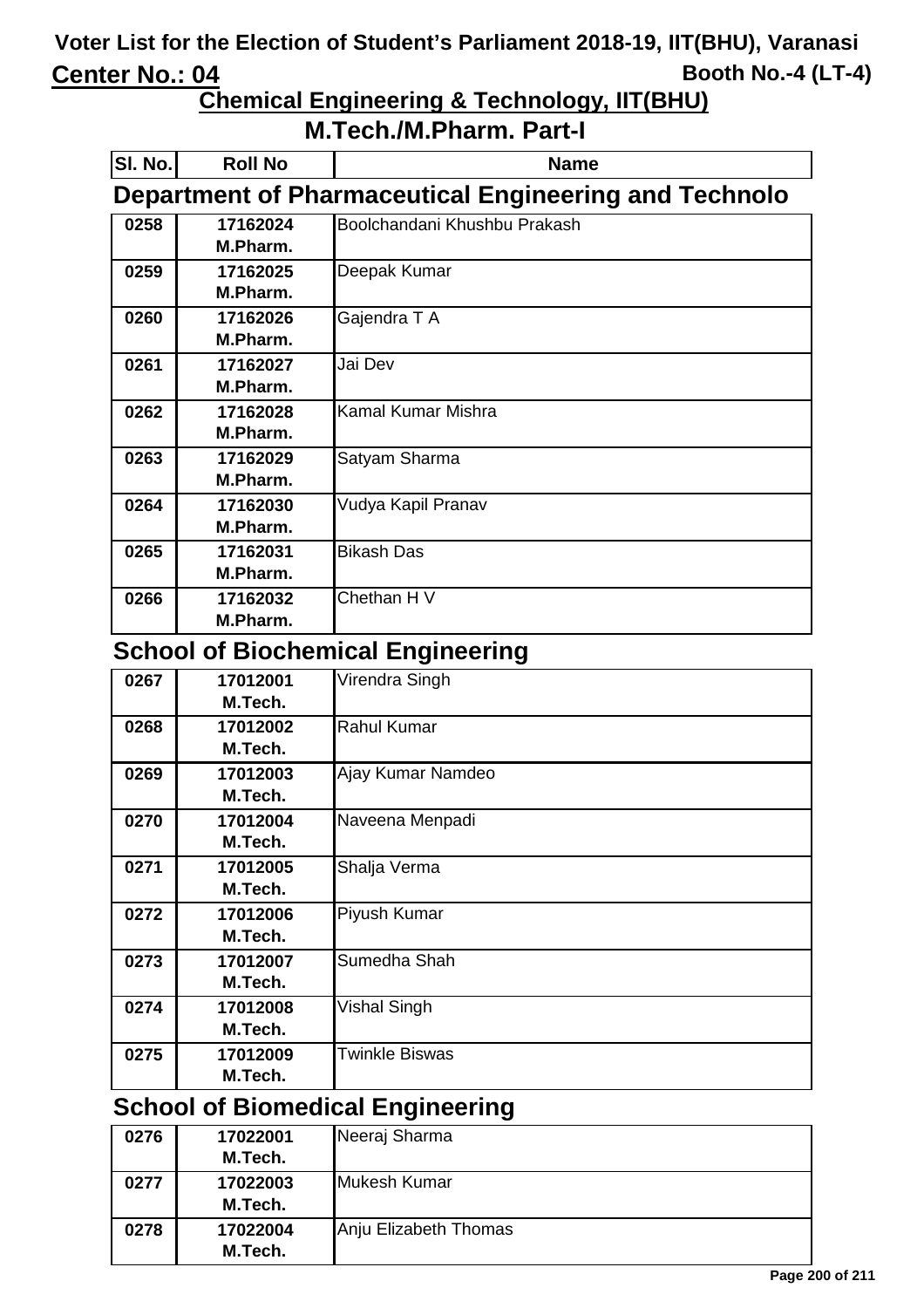# Voter List for the Election of Student's Parliament 2018-19, IIT(BHU), Varanasi

**Center No.: 04** | **Booth No.-4 (LT-4)**

## Chemical Engineering & Technology, IIT(BHU)

## M.Tech./M.Pharm. Part-I

### Department of Pharmaceutical Engineering and Technolo

| Sl. No. | Roll No | Name |
|---|---|---|
| 0258 | 17162024 M.Pharm. | Boolchandani Khushbu Prakash |
| 0259 | 17162025 M.Pharm. | Deepak Kumar |
| 0260 | 17162026 M.Pharm. | Gajendra T A |
| 0261 | 17162027 M.Pharm. | Jai Dev |
| 0262 | 17162028 M.Pharm. | Kamal Kumar Mishra |
| 0263 | 17162029 M.Pharm. | Satyam Sharma |
| 0264 | 17162030 M.Pharm. | Vudya Kapil Pranav |
| 0265 | 17162031 M.Pharm. | Bikash Das |
| 0266 | 17162032 M.Pharm. | Chethan H V |

### School of Biochemical Engineering

| Sl. No. | Roll No | Name |
|---|---|---|
| 0267 | 17012001 M.Tech. | Virendra Singh |
| 0268 | 17012002 M.Tech. | Rahul Kumar |
| 0269 | 17012003 M.Tech. | Ajay Kumar Namdeo |
| 0270 | 17012004 M.Tech. | Naveena Menpadi |
| 0271 | 17012005 M.Tech. | Shalja Verma |
| 0272 | 17012006 M.Tech. | Piyush Kumar |
| 0273 | 17012007 M.Tech. | Sumedha Shah |
| 0274 | 17012008 M.Tech. | Vishal Singh |
| 0275 | 17012009 M.Tech. | Twinkle Biswas |

### School of Biomedical Engineering

| Sl. No. | Roll No | Name |
|---|---|---|
| 0276 | 17022001 M.Tech. | Neeraj Sharma |
| 0277 | 17022003 M.Tech. | Mukesh Kumar |
| 0278 | 17022004 M.Tech. | Anju Elizabeth Thomas |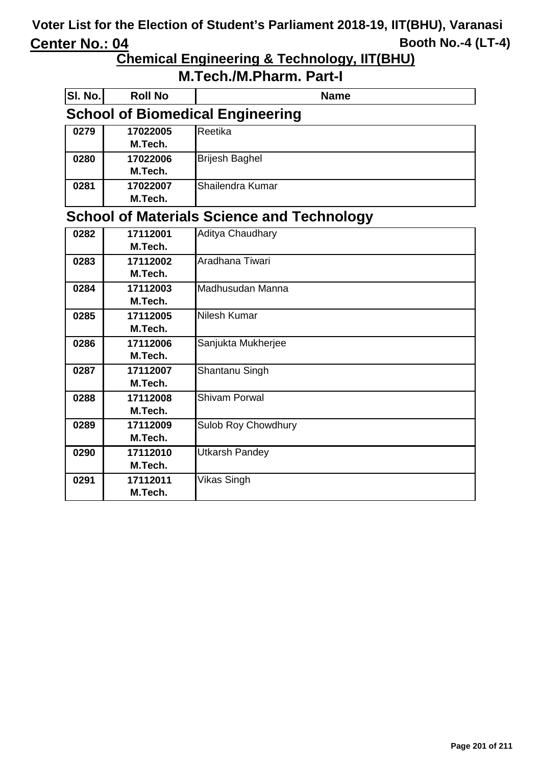# Voter List for the Election of Student's Parliament 2018-19, IIT(BHU), Varanasi

**Center No.: 04** **Booth No.-4 (LT-4)**

## Chemical Engineering & Technology, IIT(BHU)

## M.Tech./M.Pharm. Part-I

### School of Biomedical Engineering

| Sl. No. | Roll No | Name |
|---|---|---|
| 0279 | 17022005 M.Tech. | Reetika |
| 0280 | 17022006 M.Tech. | Brijesh Baghel |
| 0281 | 17022007 M.Tech. | Shailendra Kumar |

### School of Materials Science and Technology

| Sl. No. | Roll No | Name |
|---|---|---|
| 0282 | 17112001 M.Tech. | Aditya Chaudhary |
| 0283 | 17112002 M.Tech. | Aradhana Tiwari |
| 0284 | 17112003 M.Tech. | Madhusudan Manna |
| 0285 | 17112005 M.Tech. | Nilesh Kumar |
| 0286 | 17112006 M.Tech. | Sanjukta Mukherjee |
| 0287 | 17112007 M.Tech. | Shantanu Singh |
| 0288 | 17112008 M.Tech. | Shivam Porwal |
| 0289 | 17112009 M.Tech. | Sulob Roy Chowdhury |
| 0290 | 17112010 M.Tech. | Utkarsh Pandey |
| 0291 | 17112011 M.Tech. | Vikas Singh |